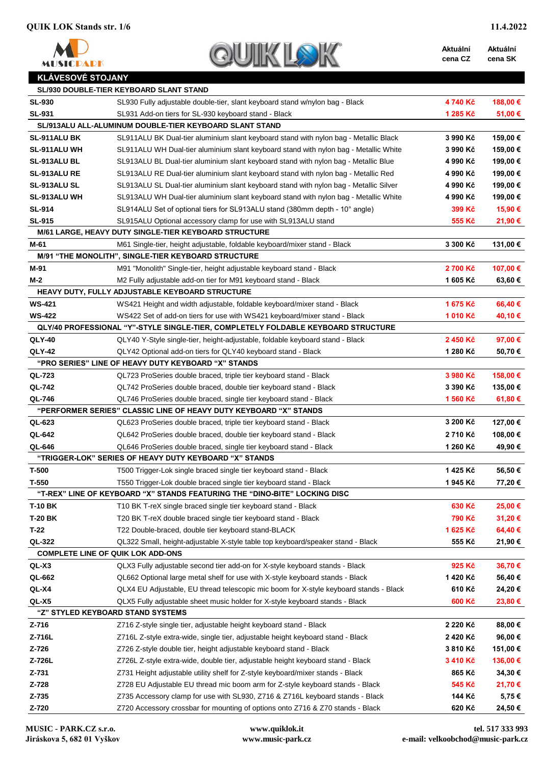QUIK LOK Stands str. 1/6 — 11.4.2022

| | | Aktuální cena CZ | Aktuální cena SK |
|---|---|---|---|
| **KLÁVESOVÉ STOJANY** | | | |
| **SL/930 DOUBLE-TIER KEYBOARD SLANT STAND** | | | |
| **SL-930** | SL930 Fully adjustable double-tier, slant keyboard stand w/nylon bag - Black | 4 740 Kč | 188,00 € |
| **SL-931** | SL931 Add-on tiers for SL-930 keyboard stand - Black | 1 285 Kč | 51,00 € |
| **SL/913ALU ALL-ALUMINUM DOUBLE-TIER KEYBOARD SLANT STAND** | | | |
| **SL-911ALU BK** | SL911ALU BK Dual-tier aluminium slant keyboard stand with nylon bag - Metallic Black | 3 990 Kč | 159,00 € |
| **SL-911ALU WH** | SL911ALU WH Dual-tier aluminium slant keyboard stand with nylon bag - Metallic White | 3 990 Kč | 159,00 € |
| **SL-913ALU BL** | SL913ALU BL Dual-tier aluminium slant keyboard stand with nylon bag - Metallic Blue | 4 990 Kč | 199,00 € |
| **SL-913ALU RE** | SL913ALU RE Dual-tier aluminium slant keyboard stand with nylon bag - Metallic Red | 4 990 Kč | 199,00 € |
| **SL-913ALU SL** | SL913ALU SL Dual-tier aluminium slant keyboard stand with nylon bag - Metallic Silver | 4 990 Kč | 199,00 € |
| **SL-913ALU WH** | SL913ALU WH Dual-tier aluminium slant keyboard stand with nylon bag - Metallic White | 4 990 Kč | 199,00 € |
| **SL-914** | SL914ALU Set of optional tiers for SL913ALU stand (380mm depth - 10° angle) | 399 Kč | 15,90 € |
| **SL-915** | SL915ALU Optional accessory clamp for use with SL913ALU stand | 555 Kč | 21,90 € |
| **M/61 LARGE, HEAVY DUTY SINGLE-TIER KEYBOARD STRUCTURE** | | | |
| **M-61** | M61 Single-tier, height adjustable, foldable keyboard/mixer stand - Black | 3 300 Kč | 131,00 € |
| **M/91 "THE MONOLITH", SINGLE-TIER KEYBOARD STRUCTURE** | | | |
| **M-91** | M91 "Monolith" Single-tier, height adjustable keyboard stand - Black | 2 700 Kč | 107,00 € |
| **M-2** | M2 Fully adjustable add-on tier for M91 keyboard stand - Black | 1 605 Kč | 63,60 € |
| **HEAVY DUTY, FULLY ADJUSTABLE KEYBOARD STRUCTURE** | | | |
| **WS-421** | WS421 Height and width adjustable, foldable keyboard/mixer stand - Black | 1 675 Kč | 66,40 € |
| **WS-422** | WS422 Set of add-on tiers for use with WS421 keyboard/mixer stand - Black | 1 010 Kč | 40,10 € |
| **QLY/40 PROFESSIONAL "Y"-STYLE SINGLE-TIER, COMPLETELY FOLDABLE KEYBOARD STRUCTURE** | | | |
| **QLY-40** | QLY40 Y-Style single-tier, height-adjustable, foldable keyboard stand - Black | 2 450 Kč | 97,00 € |
| **QLY-42** | QLY42 Optional add-on tiers for QLY40 keyboard stand - Black | 1 280 Kč | 50,70 € |
| **"PRO SERIES" LINE OF HEAVY DUTY KEYBOARD "X" STANDS** | | | |
| **QL-723** | QL723 ProSeries double braced, triple tier keyboard stand - Black | 3 980 Kč | 158,00 € |
| **QL-742** | QL742 ProSeries double braced, double tier keyboard stand - Black | 3 390 Kč | 135,00 € |
| **QL-746** | QL746 ProSeries double braced, single tier keyboard stand - Black | 1 560 Kč | 61,80 € |
| **"PERFORMER SERIES" CLASSIC LINE OF HEAVY DUTY KEYBOARD "X" STANDS** | | | |
| **QL-623** | QL623 ProSeries double braced, triple tier keyboard stand - Black | 3 200 Kč | 127,00 € |
| **QL-642** | QL642 ProSeries double braced, double tier keyboard stand - Black | 2 710 Kč | 108,00 € |
| **QL-646** | QL646 ProSeries double braced, single tier keyboard stand - Black | 1 260 Kč | 49,90 € |
| **"TRIGGER-LOK" SERIES OF HEAVY DUTY KEYBOARD "X" STANDS** | | | |
| **T-500** | T500 Trigger-Lok single braced single tier keyboard stand - Black | 1 425 Kč | 56,50 € |
| **T-550** | T550 Trigger-Lok double braced single tier keyboard stand - Black | 1 945 Kč | 77,20 € |
| **"T-REX" LINE OF KEYBOARD "X" STANDS FEATURING THE "DINO-BITE" LOCKING DISC** | | | |
| **T-10 BK** | T10 BK T-reX single braced single tier keyboard stand - Black | 630 Kč | 25,00 € |
| **T-20 BK** | T20 BK T-reX double braced single tier keyboard stand - Black | 790 Kč | 31,20 € |
| **T-22** | T22 Double-braced, double tier keyboard stand-BLACK | 1 625 Kč | 64,40 € |
| **QL-322** | QL322 Small, height-adjustable X-style table top keyboard/speaker stand - Black | 555 Kč | 21,90 € |
| **COMPLETE LINE OF QUIK LOK ADD-ONS** | | | |
| **QL-X3** | QLX3 Fully adjustable second tier add-on for X-style keyboard stands - Black | 925 Kč | 36,70 € |
| **QL-662** | QL662 Optional large metal shelf for use with X-style keyboard stands - Black | 1 420 Kč | 56,40 € |
| **QL-X4** | QLX4 EU Adjustable, EU thread telescopic mic boom for X-style keyboard stands - Black | 610 Kč | 24,20 € |
| **QL-X5** | QLX5 Fully adjustable sheet music holder for X-style keyboard stands - Black | 600 Kč | 23,80 € |
| **"Z" STYLED KEYBOARD STAND SYSTEMS** | | | |
| **Z-716** | Z716 Z-style single tier, adjustable height keyboard stand - Black | 2 220 Kč | 88,00 € |
| **Z-716L** | Z716L Z-style extra-wide, single tier, adjustable height keyboard stand - Black | 2 420 Kč | 96,00 € |
| **Z-726** | Z726 Z-style double tier, height adjustable keyboard stand - Black | 3 810 Kč | 151,00 € |
| **Z-726L** | Z726L Z-style extra-wide, double tier, adjustable height keyboard stand - Black | 3 410 Kč | 136,00 € |
| **Z-731** | Z731 Height adjustable utility shelf for Z-style keyboard/mixer stands - Black | 865 Kč | 34,30 € |
| **Z-728** | Z728 EU Adjustable EU thread mic boom arm for Z-style keyboard stands - Black | 545 Kč | 21,70 € |
| **Z-735** | Z735 Accessory clamp for use with SL930, Z716 & Z716L keyboard stands - Black | 144 Kč | 5,75 € |
| **Z-720** | Z720 Accessory crossbar for mounting of options onto Z716 & Z70 stands - Black | 620 Kč | 24,50 € |

**MUSIC - PARK.CZ s.r.o.**
**Jiráskova 5, 682 01 Vyškov**

**www.quiklok.it**
**www.music-park.cz**

**tel. 517 333 993**
**e-mail: velkoobchod@music-park.cz**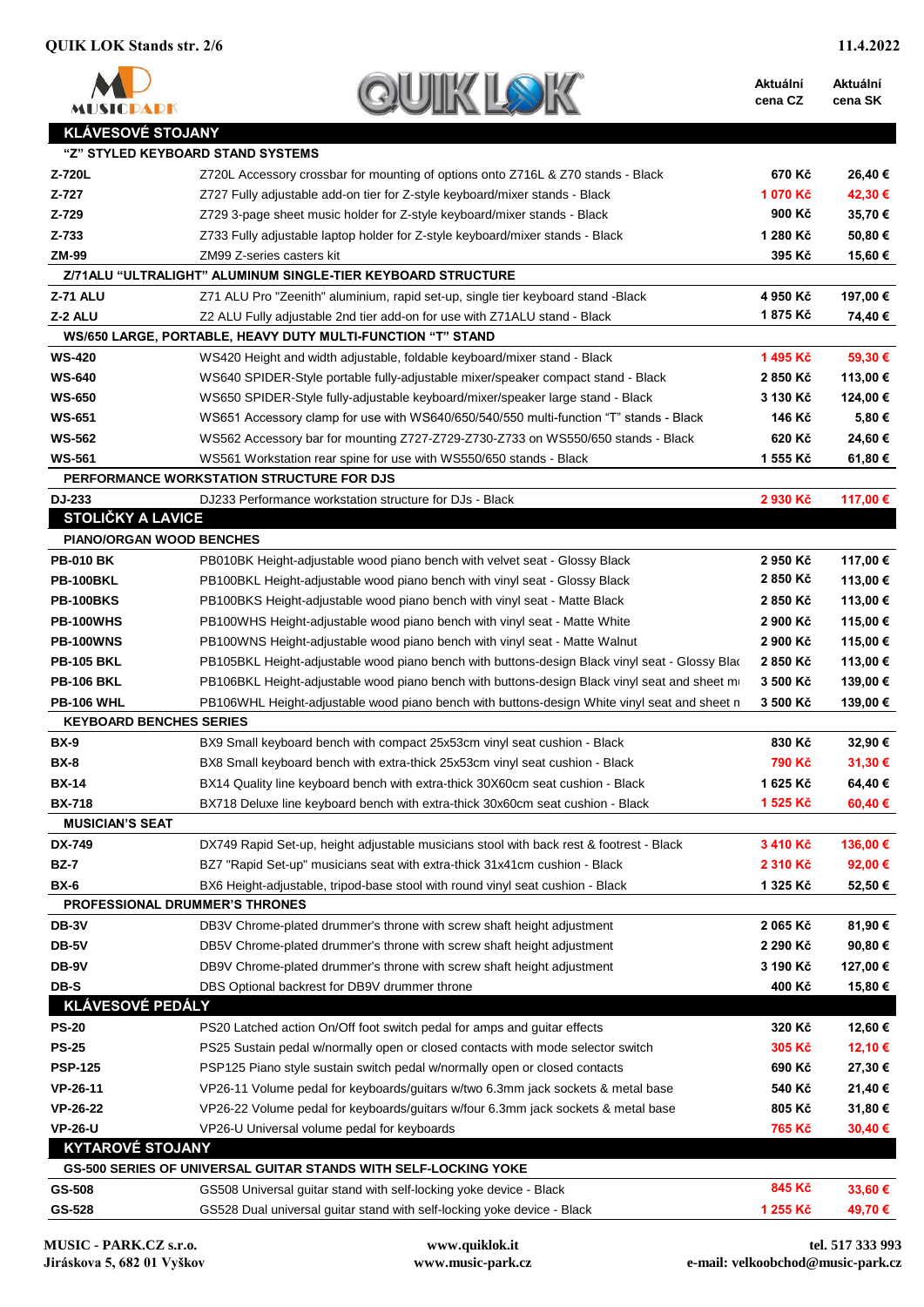| | | Aktuální cena CZ | Aktuální cena SK |
|---|---|---|---|
| **KLÁVESOVÉ STOJANY** | | | |
| **"Z" STYLED KEYBOARD STAND SYSTEMS** | | | |
| **Z-720L** | Z720L Accessory crossbar for mounting of options onto Z716L & Z70 stands - Black | 670 Kč | 26,40 € |
| **Z-727** | Z727 Fully adjustable add-on tier for Z-style keyboard/mixer stands - Black | 1 070 Kč | 42,30 € |
| **Z-729** | Z729 3-page sheet music holder for Z-style keyboard/mixer stands - Black | 900 Kč | 35,70 € |
| **Z-733** | Z733 Fully adjustable laptop holder for Z-style keyboard/mixer stands - Black | 1 280 Kč | 50,80 € |
| **ZM-99** | ZM99 Z-series casters kit | 395 Kč | 15,60 € |
| **Z/71ALU "ULTRALIGHT" ALUMINUM SINGLE-TIER KEYBOARD STRUCTURE** | | | |
| **Z-71 ALU** | Z71 ALU Pro "Zeenith" aluminium, rapid set-up, single tier keyboard stand -Black | 4 950 Kč | 197,00 € |
| **Z-2 ALU** | Z2 ALU Fully adjustable 2nd tier add-on for use with Z71ALU stand - Black | 1 875 Kč | 74,40 € |
| **WS/650 LARGE, PORTABLE, HEAVY DUTY MULTI-FUNCTION "T" STAND** | | | |
| **WS-420** | WS420 Height and width adjustable, foldable keyboard/mixer stand - Black | 1 495 Kč | 59,30 € |
| **WS-640** | WS640 SPIDER-Style portable fully-adjustable mixer/speaker compact stand - Black | 2 850 Kč | 113,00 € |
| **WS-650** | WS650 SPIDER-Style fully-adjustable keyboard/mixer/speaker large stand - Black | 3 130 Kč | 124,00 € |
| **WS-651** | WS651 Accessory clamp for use with WS640/650/540/550 multi-function "T" stands - Black | 146 Kč | 5,80 € |
| **WS-562** | WS562 Accessory bar for mounting Z727-Z729-Z730-Z733 on WS550/650 stands - Black | 620 Kč | 24,60 € |
| **WS-561** | WS561 Workstation rear spine for use with WS550/650 stands - Black | 1 555 Kč | 61,80 € |
| **PERFORMANCE WORKSTATION STRUCTURE FOR DJS** | | | |
| **DJ-233** | DJ233 Performance workstation structure for DJs - Black | 2 930 Kč | 117,00 € |
| **STOLIČKY A LAVICE** | | | |
| **PIANO/ORGAN WOOD BENCHES** | | | |
| **PB-010 BK** | PB010BK Height-adjustable wood piano bench with velvet seat - Glossy Black | 2 950 Kč | 117,00 € |
| **PB-100BKL** | PB100BKL Height-adjustable wood piano bench with vinyl seat - Glossy Black | 2 850 Kč | 113,00 € |
| **PB-100BKS** | PB100BKS Height-adjustable wood piano bench with vinyl seat - Matte Black | 2 850 Kč | 113,00 € |
| **PB-100WHS** | PB100WHS Height-adjustable wood piano bench with vinyl seat - Matte White | 2 900 Kč | 115,00 € |
| **PB-100WNS** | PB100WNS Height-adjustable wood piano bench with vinyl seat - Matte Walnut | 2 900 Kč | 115,00 € |
| **PB-105 BKL** | PB105BKL Height-adjustable wood piano bench with buttons-design Black vinyl seat - Glossy Blac | 2 850 Kč | 113,00 € |
| **PB-106 BKL** | PB106BKL Height-adjustable wood piano bench with buttons-design Black vinyl seat and sheet mu | 3 500 Kč | 139,00 € |
| **PB-106 WHL** | PB106WHL Height-adjustable wood piano bench with buttons-design White vinyl seat and sheet m | 3 500 Kč | 139,00 € |
| **KEYBOARD BENCHES SERIES** | | | |
| **BX-9** | BX9 Small keyboard bench with compact 25x53cm vinyl seat cushion - Black | 830 Kč | 32,90 € |
| **BX-8** | BX8 Small keyboard bench with extra-thick 25x53cm vinyl seat cushion - Black | 790 Kč | 31,30 € |
| **BX-14** | BX14 Quality line keyboard bench with extra-thick 30X60cm seat cushion - Black | 1 625 Kč | 64,40 € |
| **BX-718** | BX718 Deluxe line keyboard bench with extra-thick 30x60cm seat cushion - Black | 1 525 Kč | 60,40 € |
| **MUSICIAN'S SEAT** | | | |
| **DX-749** | DX749 Rapid Set-up, height adjustable musicians stool with back rest & footrest - Black | 3 410 Kč | 136,00 € |
| **BZ-7** | BZ7 "Rapid Set-up" musicians seat with extra-thick 31x41cm cushion - Black | 2 310 Kč | 92,00 € |
| **BX-6** | BX6 Height-adjustable, tripod-base stool with round vinyl seat cushion - Black | 1 325 Kč | 52,50 € |
| **PROFESSIONAL DRUMMER'S THRONES** | | | |
| **DB-3V** | DB3V Chrome-plated drummer's throne with screw shaft height adjustment | 2 065 Kč | 81,90 € |
| **DB-5V** | DB5V Chrome-plated drummer's throne with screw shaft height adjustment | 2 290 Kč | 90,80 € |
| **DB-9V** | DB9V Chrome-plated drummer's throne with screw shaft height adjustment | 3 190 Kč | 127,00 € |
| **DB-S** | DBS Optional backrest for DB9V drummer throne | 400 Kč | 15,80 € |
| **KLÁVESOVÉ PEDÁLY** | | | |
| **PS-20** | PS20 Latched action On/Off foot switch pedal for amps and guitar effects | 320 Kč | 12,60 € |
| **PS-25** | PS25 Sustain pedal w/normally open or closed contacts with mode selector switch | 305 Kč | 12,10 € |
| **PSP-125** | PSP125 Piano style sustain switch pedal w/normally open or closed contacts | 690 Kč | 27,30 € |
| **VP-26-11** | VP26-11 Volume pedal for keyboards/guitars w/two 6.3mm jack sockets & metal base | 540 Kč | 21,40 € |
| **VP-26-22** | VP26-22 Volume pedal for keyboards/guitars w/four 6.3mm jack sockets & metal base | 805 Kč | 31,80 € |
| **VP-26-U** | VP26-U Universal volume pedal for keyboards | 765 Kč | 30,40 € |
| **KYTAROVÉ STOJANY** | | | |
| **GS-500 SERIES OF UNIVERSAL GUITAR STANDS WITH SELF-LOCKING YOKE** | | | |
| **GS-508** | GS508 Universal guitar stand with self-locking yoke device - Black | 845 Kč | 33,60 € |
| **GS-528** | GS528 Dual universal guitar stand with self-locking yoke device - Black | 1 255 Kč | 49,70 € |

**MUSIC - PARK.CZ s.r.o.**
**Jiráskova 5, 682 01 Vyškov**

**www.quiklok.it**
**www.music-park.cz**

**tel. 517 333 993**
**e-mail: velkoobchod@music-park.cz**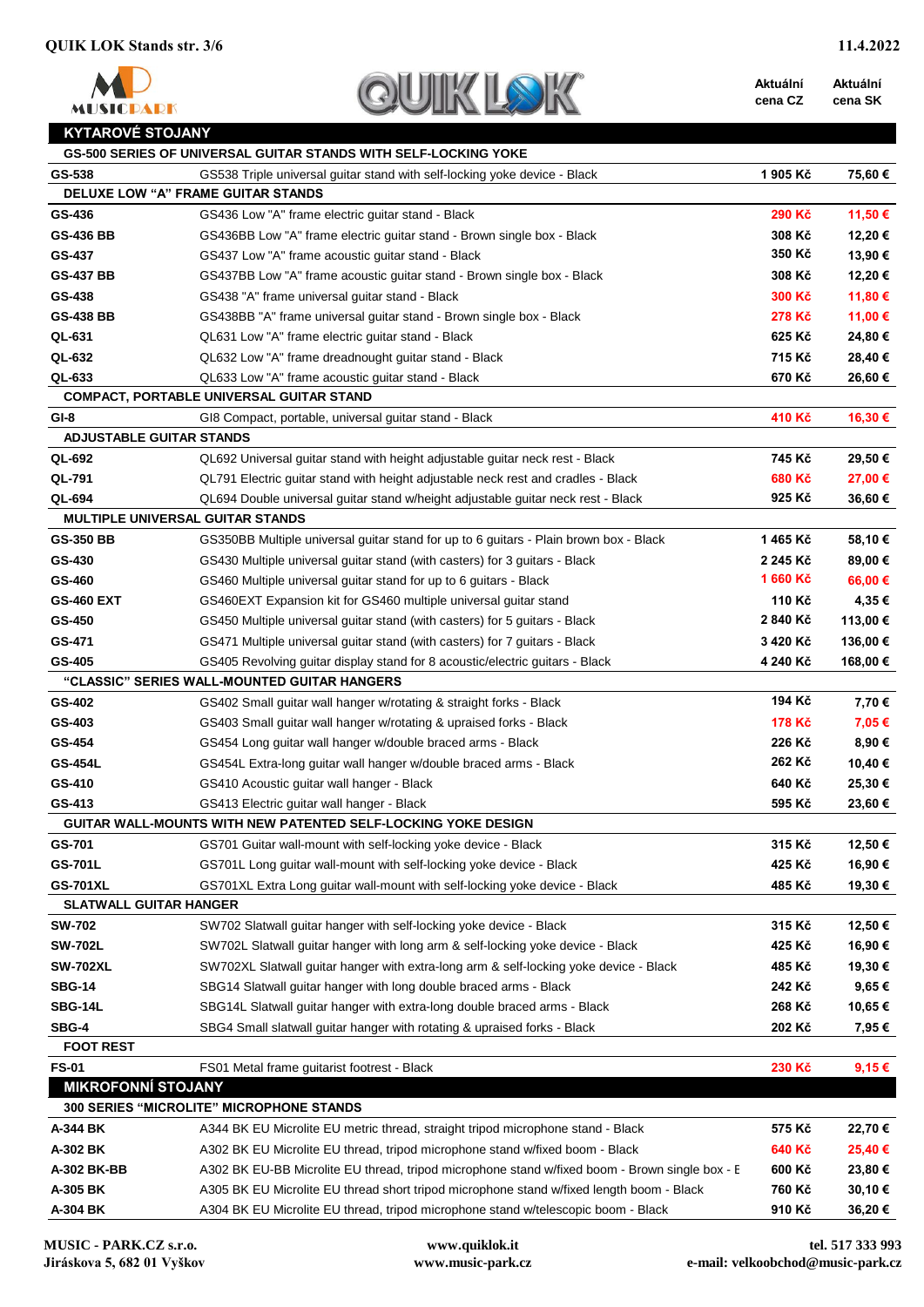| | | Aktuální cena CZ | Aktuální cena SK |
|---|---|---|---|
| **KYTAROVÉ STOJANY** | | | |
| **GS-500 SERIES OF UNIVERSAL GUITAR STANDS WITH SELF-LOCKING YOKE** | | | |
| **GS-538** | GS538 Triple universal guitar stand with self-locking yoke device - Black | **1 905 Kč** | **75,60 €** |
| **DELUXE LOW "A" FRAME GUITAR STANDS** | | | |
| **GS-436** | GS436 Low "A" frame electric guitar stand - Black | **290 Kč** | **11,50 €** |
| **GS-436 BB** | GS436BB Low "A" frame electric guitar stand - Brown single box - Black | **308 Kč** | **12,20 €** |
| **GS-437** | GS437 Low "A" frame acoustic guitar stand - Black | **350 Kč** | **13,90 €** |
| **GS-437 BB** | GS437BB Low "A" frame acoustic guitar stand - Brown single box - Black | **308 Kč** | **12,20 €** |
| **GS-438** | GS438 "A" frame universal guitar stand - Black | **300 Kč** | **11,80 €** |
| **GS-438 BB** | GS438BB "A" frame universal guitar stand - Brown single box - Black | **278 Kč** | **11,00 €** |
| **QL-631** | QL631 Low "A" frame electric guitar stand - Black | **625 Kč** | **24,80 €** |
| **QL-632** | QL632 Low "A" frame dreadnought guitar stand - Black | **715 Kč** | **28,40 €** |
| **QL-633** | QL633 Low "A" frame acoustic guitar stand - Black | **670 Kč** | **26,60 €** |
| **COMPACT, PORTABLE UNIVERSAL GUITAR STAND** | | | |
| **GI-8** | GI8 Compact, portable, universal guitar stand - Black | **410 Kč** | **16,30 €** |
| **ADJUSTABLE GUITAR STANDS** | | | |
| **QL-692** | QL692 Universal guitar stand with height adjustable guitar neck rest - Black | **745 Kč** | **29,50 €** |
| **QL-791** | QL791 Electric guitar stand with height adjustable neck rest and cradles - Black | **680 Kč** | **27,00 €** |
| **QL-694** | QL694 Double universal guitar stand w/height adjustable guitar neck rest - Black | **925 Kč** | **36,60 €** |
| **MULTIPLE UNIVERSAL GUITAR STANDS** | | | |
| **GS-350 BB** | GS350BB Multiple universal guitar stand for up to 6 guitars - Plain brown box - Black | **1 465 Kč** | **58,10 €** |
| **GS-430** | GS430 Multiple universal guitar stand (with casters) for 3 guitars - Black | **2 245 Kč** | **89,00 €** |
| **GS-460** | GS460 Multiple universal guitar stand for up to 6 guitars - Black | **1 660 Kč** | **66,00 €** |
| **GS-460 EXT** | GS460EXT Expansion kit for GS460 multiple universal guitar stand | **110 Kč** | **4,35 €** |
| **GS-450** | GS450 Multiple universal guitar stand (with casters) for 5 guitars - Black | **2 840 Kč** | **113,00 €** |
| **GS-471** | GS471 Multiple universal guitar stand (with casters) for 7 guitars - Black | **3 420 Kč** | **136,00 €** |
| **GS-405** | GS405 Revolving guitar display stand for 8 acoustic/electric guitars - Black | **4 240 Kč** | **168,00 €** |
| **"CLASSIC" SERIES WALL-MOUNTED GUITAR HANGERS** | | | |
| **GS-402** | GS402 Small guitar wall hanger w/rotating & straight forks - Black | **194 Kč** | **7,70 €** |
| **GS-403** | GS403 Small guitar wall hanger w/rotating & upraised forks - Black | **178 Kč** | **7,05 €** |
| **GS-454** | GS454 Long guitar wall hanger w/double braced arms - Black | **226 Kč** | **8,90 €** |
| **GS-454L** | GS454L Extra-long guitar wall hanger w/double braced arms - Black | **262 Kč** | **10,40 €** |
| **GS-410** | GS410 Acoustic guitar wall hanger - Black | **640 Kč** | **25,30 €** |
| **GS-413** | GS413 Electric guitar wall hanger - Black | **595 Kč** | **23,60 €** |
| **GUITAR WALL-MOUNTS WITH NEW PATENTED SELF-LOCKING YOKE DESIGN** | | | |
| **GS-701** | GS701 Guitar wall-mount with self-locking yoke device - Black | **315 Kč** | **12,50 €** |
| **GS-701L** | GS701L Long guitar wall-mount with self-locking yoke device - Black | **425 Kč** | **16,90 €** |
| **GS-701XL** | GS701XL Extra Long guitar wall-mount with self-locking yoke device - Black | **485 Kč** | **19,30 €** |
| **SLATWALL GUITAR HANGER** | | | |
| **SW-702** | SW702 Slatwall guitar hanger with self-locking yoke device - Black | **315 Kč** | **12,50 €** |
| **SW-702L** | SW702L Slatwall guitar hanger with long arm & self-locking yoke device - Black | **425 Kč** | **16,90 €** |
| **SW-702XL** | SW702XL Slatwall guitar hanger with extra-long arm & self-locking yoke device - Black | **485 Kč** | **19,30 €** |
| **SBG-14** | SBG14 Slatwall guitar hanger with long double braced arms - Black | **242 Kč** | **9,65 €** |
| **SBG-14L** | SBG14L Slatwall guitar hanger with extra-long double braced arms - Black | **268 Kč** | **10,65 €** |
| **SBG-4** | SBG4 Small slatwall guitar hanger with rotating & upraised forks - Black | **202 Kč** | **7,95 €** |
| **FOOT REST** | | | |
| **FS-01** | FS01 Metal frame guitarist footrest - Black | **230 Kč** | **9,15 €** |
| **MIKROFONNÍ STOJANY** | | | |
| **300 SERIES "MICROLITE" MICROPHONE STANDS** | | | |
| **A-344 BK** | A344 BK EU Microlite EU metric thread, straight tripod microphone stand - Black | **575 Kč** | **22,70 €** |
| **A-302 BK** | A302 BK EU Microlite EU thread, tripod microphone stand w/fixed boom - Black | **640 Kč** | **25,40 €** |
| **A-302 BK-BB** | A302 BK EU-BB Microlite EU thread, tripod microphone stand w/fixed boom - Brown single box - E | **600 Kč** | **23,80 €** |
| **A-305 BK** | A305 BK EU Microlite EU thread short tripod microphone stand w/fixed length boom - Black | **760 Kč** | **30,10 €** |
| **A-304 BK** | A304 BK EU Microlite EU thread, tripod microphone stand w/telescopic boom - Black | **910 Kč** | **36,20 €** |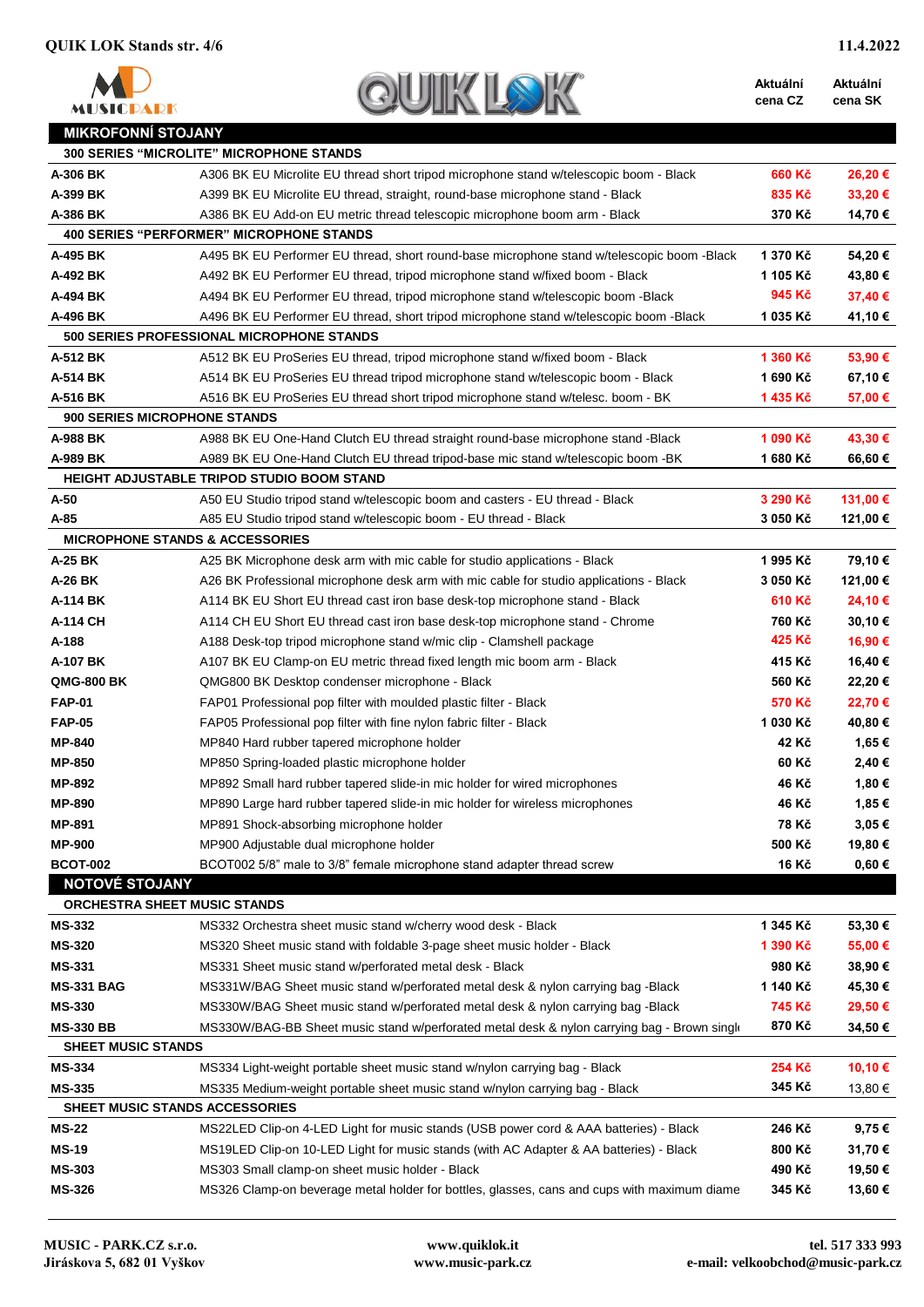| | | Aktuální cena CZ | Aktuální cena SK |
|---|---|---|---|
| **MIKROFONNÍ STOJANY** | | | |
| **300 SERIES "MICROLITE" MICROPHONE STANDS** | | | |
| **A-306 BK** | A306 BK EU Microlite EU thread short tripod microphone stand w/telescopic boom - Black | 660 Kč | 26,20 € |
| **A-399 BK** | A399 BK EU Microlite EU thread, straight, round-base microphone stand - Black | 835 Kč | 33,20 € |
| **A-386 BK** | A386 BK EU Add-on EU metric thread telescopic microphone boom arm - Black | 370 Kč | 14,70 € |
| **400 SERIES "PERFORMER" MICROPHONE STANDS** | | | |
| **A-495 BK** | A495 BK EU Performer EU thread, short round-base microphone stand w/telescopic boom -Black | 1 370 Kč | 54,20 € |
| **A-492 BK** | A492 BK EU Performer EU thread, tripod microphone stand w/fixed boom - Black | 1 105 Kč | 43,80 € |
| **A-494 BK** | A494 BK EU Performer EU thread, tripod microphone stand w/telescopic boom -Black | 945 Kč | 37,40 € |
| **A-496 BK** | A496 BK EU Performer EU thread, short tripod microphone stand w/telescopic boom -Black | 1 035 Kč | 41,10 € |
| **500 SERIES PROFESSIONAL MICROPHONE STANDS** | | | |
| **A-512 BK** | A512 BK EU ProSeries EU thread, tripod microphone stand w/fixed boom - Black | 1 360 Kč | 53,90 € |
| **A-514 BK** | A514 BK EU ProSeries EU thread tripod microphone stand w/telescopic boom - Black | 1 690 Kč | 67,10 € |
| **A-516 BK** | A516 BK EU ProSeries EU thread short tripod microphone stand w/telesc. boom - BK | 1 435 Kč | 57,00 € |
| **900 SERIES MICROPHONE STANDS** | | | |
| **A-988 BK** | A988 BK EU One-Hand Clutch EU thread straight round-base microphone stand -Black | 1 090 Kč | 43,30 € |
| **A-989 BK** | A989 BK EU One-Hand Clutch EU thread tripod-base mic stand w/telescopic boom -BK | 1 680 Kč | 66,60 € |
| **HEIGHT ADJUSTABLE TRIPOD STUDIO BOOM STAND** | | | |
| **A-50** | A50 EU Studio tripod stand w/telescopic boom and casters - EU thread - Black | 3 290 Kč | 131,00 € |
| **A-85** | A85 EU Studio tripod stand w/telescopic boom - EU thread - Black | 3 050 Kč | 121,00 € |
| **MICROPHONE STANDS & ACCESSORIES** | | | |
| **A-25 BK** | A25 BK Microphone desk arm with mic cable for studio applications - Black | 1 995 Kč | 79,10 € |
| **A-26 BK** | A26 BK Professional microphone desk arm with mic cable for studio applications - Black | 3 050 Kč | 121,00 € |
| **A-114 BK** | A114 BK EU Short EU thread cast iron base desk-top microphone stand - Black | 610 Kč | 24,10 € |
| **A-114 CH** | A114 CH EU Short EU thread cast iron base desk-top microphone stand - Chrome | 760 Kč | 30,10 € |
| **A-188** | A188 Desk-top tripod microphone stand w/mic clip - Clamshell package | 425 Kč | 16,90 € |
| **A-107 BK** | A107 BK EU Clamp-on EU metric thread fixed length mic boom arm - Black | 415 Kč | 16,40 € |
| **QMG-800 BK** | QMG800 BK Desktop condenser microphone - Black | 560 Kč | 22,20 € |
| **FAP-01** | FAP01 Professional pop filter with moulded plastic filter - Black | 570 Kč | 22,70 € |
| **FAP-05** | FAP05 Professional pop filter with fine nylon fabric filter - Black | 1 030 Kč | 40,80 € |
| **MP-840** | MP840 Hard rubber tapered microphone holder | 42 Kč | 1,65 € |
| **MP-850** | MP850 Spring-loaded plastic microphone holder | 60 Kč | 2,40 € |
| **MP-892** | MP892 Small hard rubber tapered slide-in mic holder for wired microphones | 46 Kč | 1,80 € |
| **MP-890** | MP890 Large hard rubber tapered slide-in mic holder for wireless microphones | 46 Kč | 1,85 € |
| **MP-891** | MP891 Shock-absorbing microphone holder | 78 Kč | 3,05 € |
| **MP-900** | MP900 Adjustable dual microphone holder | 500 Kč | 19,80 € |
| **BCOT-002** | BCOT002 5/8" male to 3/8" female microphone stand adapter thread screw | 16 Kč | 0,60 € |
| **NOTOVÉ STOJANY** | | | |
| **ORCHESTRA SHEET MUSIC STANDS** | | | |
| **MS-332** | MS332 Orchestra sheet music stand w/cherry wood desk - Black | 1 345 Kč | 53,30 € |
| **MS-320** | MS320 Sheet music stand with foldable 3-page sheet music holder - Black | 1 390 Kč | 55,00 € |
| **MS-331** | MS331 Sheet music stand w/perforated metal desk - Black | 980 Kč | 38,90 € |
| **MS-331 BAG** | MS331W/BAG Sheet music stand w/perforated metal desk & nylon carrying bag -Black | 1 140 Kč | 45,30 € |
| **MS-330** | MS330W/BAG Sheet music stand w/perforated metal desk & nylon carrying bag -Black | 745 Kč | 29,50 € |
| **MS-330 BB** | MS330W/BAG-BB Sheet music stand w/perforated metal desk & nylon carrying bag - Brown single | 870 Kč | 34,50 € |
| **SHEET MUSIC STANDS** | | | |
| **MS-334** | MS334 Light-weight portable sheet music stand w/nylon carrying bag - Black | 254 Kč | 10,10 € |
| **MS-335** | MS335 Medium-weight portable sheet music stand w/nylon carrying bag - Black | 345 Kč | 13,80 € |
| **SHEET MUSIC STANDS ACCESSORIES** | | | |
| **MS-22** | MS22LED Clip-on 4-LED Light for music stands (USB power cord & AAA batteries) - Black | 246 Kč | 9,75 € |
| **MS-19** | MS19LED Clip-on 10-LED Light for music stands (with AC Adapter & AA batteries) - Black | 800 Kč | 31,70 € |
| **MS-303** | MS303 Small clamp-on sheet music holder - Black | 490 Kč | 19,50 € |
| **MS-326** | MS326 Clamp-on beverage metal holder for bottles, glasses, cans and cups with maximum diame | 345 Kč | 13,60 € |

**MUSIC - PARK.CZ s.r.o.**
Jiráskova 5, 682 01 Vyškov

www.quiklok.it
www.music-park.cz

tel. 517 333 993
e-mail: velkoobchod@music-park.cz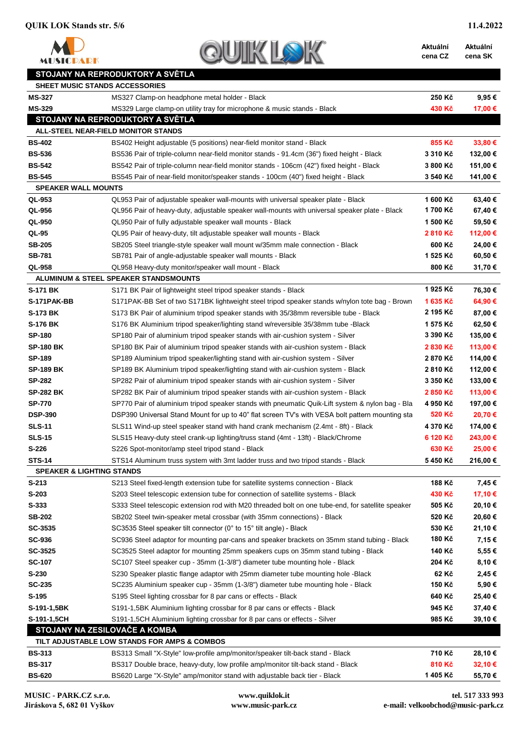| | | Aktuální cena CZ | Aktuální cena SK |
|---|---|---|---|
| **STOJANY NA REPRODUKTORY A SVĚTLA** | | | |
| **SHEET MUSIC STANDS ACCESSORIES** | | | |
| **MS-327** | MS327 Clamp-on headphone metal holder - Black | 250 Kč | 9,95 € |
| **MS-329** | MS329 Large clamp-on utility tray for microphone & music stands - Black | 430 Kč | 17,00 € |
| **STOJANY NA REPRODUKTORY A SVĚTLA** | | | |
| **ALL-STEEL NEAR-FIELD MONITOR STANDS** | | | |
| **BS-402** | BS402 Height adjustable (5 positions) near-field monitor stand - Black | 855 Kč | 33,80 € |
| **BS-536** | BS536 Pair of triple-column near-field monitor stands - 91.4cm (36") fixed height - Black | 3 310 Kč | 132,00 € |
| **BS-542** | BS542 Pair of triple-column near-field monitor stands - 106cm (42") fixed height - Black | 3 800 Kč | 151,00 € |
| **BS-545** | BS545 Pair of near-field monitor/speaker stands - 100cm (40") fixed height - Black | 3 540 Kč | 141,00 € |
| **SPEAKER WALL MOUNTS** | | | |
| **QL-953** | QL953 Pair of adjustable speaker wall-mounts with universal speaker plate - Black | 1 600 Kč | 63,40 € |
| **QL-956** | QL956 Pair of heavy-duty, adjustable speaker wall-mounts with universal speaker plate - Black | 1 700 Kč | 67,40 € |
| **QL-950** | QL950 Pair of fully adjustable speaker wall mounts - Black | 1 500 Kč | 59,50 € |
| **QL-95** | QL95 Pair of heavy-duty, tilt adjustable speaker wall mounts - Black | 2 810 Kč | 112,00 € |
| **SB-205** | SB205 Steel triangle-style speaker wall mount w/35mm male connection - Black | 600 Kč | 24,00 € |
| **SB-781** | SB781 Pair of angle-adjustable speaker wall mounts - Black | 1 525 Kč | 60,50 € |
| **QL-958** | QL958 Heavy-duty monitor/speaker wall mount - Black | 800 Kč | 31,70 € |
| **ALUMINUM & STEEL SPEAKER STANDSMOUNTS** | | | |
| **S-171 BK** | S171 BK Pair of lightweight steel tripod speaker stands - Black | 1 925 Kč | 76,30 € |
| **S-171PAK-BB** | S171PAK-BB Set of two S171BK lightweight steel tripod speaker stands w/nylon tote bag - Brown | 1 635 Kč | 64,90 € |
| **S-173 BK** | S173 BK Pair of aluminium tripod speaker stands with 35/38mm reversible tube - Black | 2 195 Kč | 87,00 € |
| **S-176 BK** | S176 BK Aluminium tripod speaker/lighting stand w/reversible 35/38mm tube -Black | 1 575 Kč | 62,50 € |
| **SP-180** | SP180 Pair of aluminium tripod speaker stands with air-cushion system - Silver | 3 390 Kč | 135,00 € |
| **SP-180 BK** | SP180 BK Pair of aluminium tripod speaker stands with air-cushion system - Black | 2 830 Kč | 113,00 € |
| **SP-189** | SP189 Aluminium tripod speaker/lighting stand with air-cushion system - Silver | 2 870 Kč | 114,00 € |
| **SP-189 BK** | SP189 BK Aluminium tripod speaker/lighting stand with air-cushion system - Black | 2 810 Kč | 112,00 € |
| **SP-282** | SP282 Pair of aluminium tripod speaker stands with air-cushion system - Silver | 3 350 Kč | 133,00 € |
| **SP-282 BK** | SP282 BK Pair of aluminium tripod speaker stands with air-cushion system - Black | 2 850 Kč | 113,00 € |
| **SP-770** | SP770 Pair of aluminium tripod speaker stands with pneumatic Quik-Lift system & nylon bag - Bla | 4 950 Kč | 197,00 € |
| **DSP-390** | DSP390 Universal Stand Mount for up to 40" flat screen TV's with VESA bolt pattern mounting sta | 520 Kč | 20,70 € |
| **SLS-11** | SLS11 Wind-up steel speaker stand with hand crank mechanism (2.4mt - 8ft) - Black | 4 370 Kč | 174,00 € |
| **SLS-15** | SLS15 Heavy-duty steel crank-up lighting/truss stand (4mt - 13ft) - Black/Chrome | 6 120 Kč | 243,00 € |
| **S-226** | S226 Spot-monitor/amp steel tripod stand - Black | 630 Kč | 25,00 € |
| **STS-14** | STS14 Aluminum truss system with 3mt ladder truss and two tripod stands - Black | 5 450 Kč | 216,00 € |
| **SPEAKER & LIGHTING STANDS** | | | |
| **S-213** | S213 Steel fixed-length extension tube for satellite systems connection - Black | 188 Kč | 7,45 € |
| **S-203** | S203 Steel telescopic extension tube for connection of satellite systems - Black | 430 Kč | 17,10 € |
| **S-333** | S333 Steel telescopic extension rod with M20 threaded bolt on one tube-end, for satellite speaker | 505 Kč | 20,10 € |
| **SB-202** | SB202 Steel twin-speaker metal crossbar (with 35mm connections) - Black | 520 Kč | 20,60 € |
| **SC-3535** | SC3535 Steel speaker tilt connector (0° to 15° tilt angle) - Black | 530 Kč | 21,10 € |
| **SC-936** | SC936 Steel adaptor for mounting par-cans and speaker brackets on 35mm stand tubing - Black | 180 Kč | 7,15 € |
| **SC-3525** | SC3525 Steel adaptor for mounting 25mm speakers cups on 35mm stand tubing - Black | 140 Kč | 5,55 € |
| **SC-107** | SC107 Steel speaker cup - 35mm (1-3/8") diameter tube mounting hole - Black | 204 Kč | 8,10 € |
| **S-230** | S230 Speaker plastic flange adaptor with 25mm diameter tube mounting hole -Black | 62 Kč | 2,45 € |
| **SC-235** | SC235 Aluminium speaker cup - 35mm (1-3/8") diameter tube mounting hole - Black | 150 Kč | 5,90 € |
| **S-195** | S195 Steel lighting crossbar for 8 par cans or effects - Black | 640 Kč | 25,40 € |
| **S-191-1,5BK** | S191-1,5BK Aluminium lighting crossbar for 8 par cans or effects - Black | 945 Kč | 37,40 € |
| **S-191-1,5CH** | S191-1,5CH Aluminium lighting crossbar for 8 par cans or effects - Silver | 985 Kč | 39,10 € |
| **STOJANY NA ZESILOVAČE A KOMBA** | | | |
| **TILT ADJUSTABLE LOW STANDS FOR AMPS & COMBOS** | | | |
| **BS-313** | BS313 Small "X-Style" low-profile amp/monitor/speaker tilt-back stand - Black | 710 Kč | 28,10 € |
| **BS-317** | BS317 Double brace, heavy-duty, low profile amp/monitor tilt-back stand - Black | 810 Kč | 32,10 € |
| **BS-620** | BS620 Large "X-Style" amp/monitor stand with adjustable back tier - Black | 1 405 Kč | 55,70 € |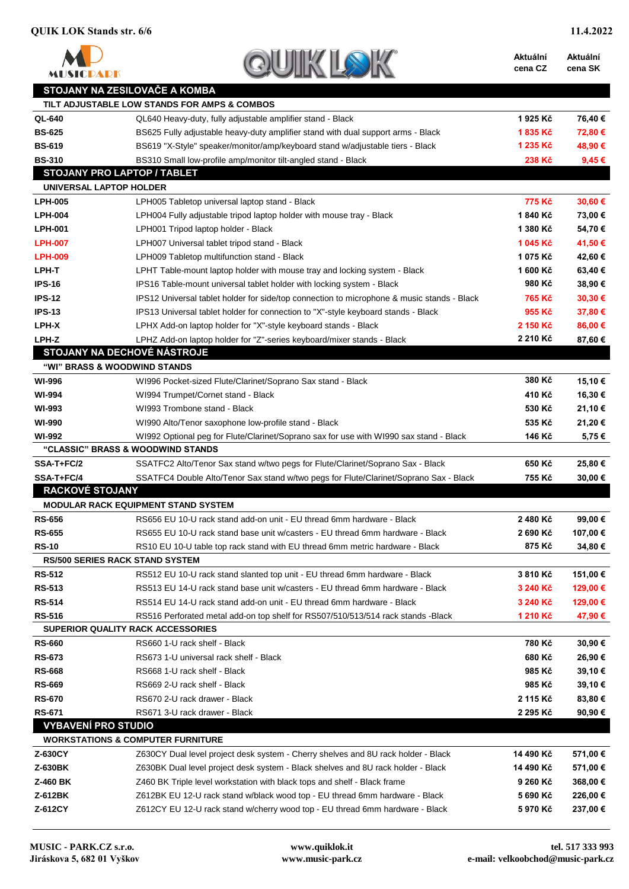QUIK LOK Stands str. 6/6

11.4.2022

| | | Aktuální cena CZ | Aktuální cena SK |
|---|---|---|---|
| **STOJANY NA ZESILOVAČE A KOMBA** | | | |
| **TILT ADJUSTABLE LOW STANDS FOR AMPS & COMBOS** | | | |
| **QL-640** | QL640 Heavy-duty, fully adjustable amplifier stand - Black | 1 925 Kč | 76,40 € |
| **BS-625** | BS625 Fully adjustable heavy-duty amplifier stand with dual support arms - Black | 1 835 Kč | 72,80 € |
| **BS-619** | BS619 "X-Style" speaker/monitor/amp/keyboard stand w/adjustable tiers - Black | 1 235 Kč | 48,90 € |
| **BS-310** | BS310 Small low-profile amp/monitor tilt-angled stand - Black | 238 Kč | 9,45 € |
| **STOJANY PRO LAPTOP / TABLET** | | | |
| **UNIVERSAL LAPTOP HOLDER** | | | |
| **LPH-005** | LPH005 Tabletop universal laptop stand - Black | 775 Kč | 30,60 € |
| **LPH-004** | LPH004 Fully adjustable tripod laptop holder with mouse tray - Black | 1 840 Kč | 73,00 € |
| **LPH-001** | LPH001 Tripod laptop holder - Black | 1 380 Kč | 54,70 € |
| **LPH-007** | LPH007 Universal tablet tripod stand - Black | 1 045 Kč | 41,50 € |
| **LPH-009** | LPH009 Tabletop multifunction stand - Black | 1 075 Kč | 42,60 € |
| **LPH-T** | LPHT Table-mount laptop holder with mouse tray and locking system - Black | 1 600 Kč | 63,40 € |
| **IPS-16** | IPS16 Table-mount universal tablet holder with locking system - Black | 980 Kč | 38,90 € |
| **IPS-12** | IPS12 Universal tablet holder for side/top connection to microphone & music stands - Black | 765 Kč | 30,30 € |
| **IPS-13** | IPS13 Universal tablet holder for connection to "X"-style keyboard stands - Black | 955 Kč | 37,80 € |
| **LPH-X** | LPHX Add-on laptop holder for "X"-style keyboard stands - Black | 2 150 Kč | 86,00 € |
| **LPH-Z** | LPHZ Add-on laptop holder for "Z"-series keyboard/mixer stands - Black | 2 210 Kč | 87,60 € |
| **STOJANY NA DECHOVÉ NÁSTROJE** | | | |
| **"WI" BRASS & WOODWIND STANDS** | | | |
| **WI-996** | WI996 Pocket-sized Flute/Clarinet/Soprano Sax stand - Black | 380 Kč | 15,10 € |
| **WI-994** | WI994 Trumpet/Cornet stand - Black | 410 Kč | 16,30 € |
| **WI-993** | WI993 Trombone stand - Black | 530 Kč | 21,10 € |
| **WI-990** | WI990 Alto/Tenor saxophone low-profile stand - Black | 535 Kč | 21,20 € |
| **WI-992** | WI992 Optional peg for Flute/Clarinet/Soprano sax for use with WI990 sax stand - Black | 146 Kč | 5,75 € |
| **"CLASSIC" BRASS & WOODWIND STANDS** | | | |
| **SSA-T+FC/2** | SSATFC2 Alto/Tenor Sax stand w/two pegs for Flute/Clarinet/Soprano Sax - Black | 650 Kč | 25,80 € |
| **SSA-T+FC/4** | SSATFC4 Double Alto/Tenor Sax stand w/two pegs for Flute/Clarinet/Soprano Sax - Black | 755 Kč | 30,00 € |
| **RACKOVÉ STOJANY** | | | |
| **MODULAR RACK EQUIPMENT STAND SYSTEM** | | | |
| **RS-656** | RS656 EU 10-U rack stand add-on unit - EU thread 6mm hardware - Black | 2 480 Kč | 99,00 € |
| **RS-655** | RS655 EU 10-U rack stand base unit w/casters - EU thread 6mm hardware - Black | 2 690 Kč | 107,00 € |
| **RS-10** | RS10 EU 10-U table top rack stand with EU thread 6mm metric hardware - Black | 875 Kč | 34,80 € |
| **RS/500 SERIES RACK STAND SYSTEM** | | | |
| **RS-512** | RS512 EU 10-U rack stand slanted top unit - EU thread 6mm hardware - Black | 3 810 Kč | 151,00 € |
| **RS-513** | RS513 EU 14-U rack stand base unit w/casters - EU thread 6mm hardware - Black | 3 240 Kč | 129,00 € |
| **RS-514** | RS514 EU 14-U rack stand add-on unit - EU thread 6mm hardware - Black | 3 240 Kč | 129,00 € |
| **RS-516** | RS516 Perforated metal add-on top shelf for RS507/510/513/514 rack stands -Black | 1 210 Kč | 47,90 € |
| **SUPERIOR QUALITY RACK ACCESSORIES** | | | |
| **RS-660** | RS660 1-U rack shelf - Black | 780 Kč | 30,90 € |
| **RS-673** | RS673 1-U universal rack shelf - Black | 680 Kč | 26,90 € |
| **RS-668** | RS668 1-U rack shelf - Black | 985 Kč | 39,10 € |
| **RS-669** | RS669 2-U rack shelf - Black | 985 Kč | 39,10 € |
| **RS-670** | RS670 2-U rack drawer - Black | 2 115 Kč | 83,80 € |
| **RS-671** | RS671 3-U rack drawer - Black | 2 295 Kč | 90,90 € |
| **VYBAVENÍ PRO STUDIO** | | | |
| **WORKSTATIONS & COMPUTER FURNITURE** | | | |
| **Z-630CY** | Z630CY Dual level project desk system - Cherry shelves and 8U rack holder - Black | 14 490 Kč | 571,00 € |
| **Z-630BK** | Z630BK Dual level project desk system - Black shelves and 8U rack holder - Black | 14 490 Kč | 571,00 € |
| **Z-460 BK** | Z460 BK Triple level workstation with black tops and shelf - Black frame | 9 260 Kč | 368,00 € |
| **Z-612BK** | Z612BK EU 12-U rack stand w/black wood top - EU thread 6mm hardware - Black | 5 690 Kč | 226,00 € |
| **Z-612CY** | Z612CY EU 12-U rack stand w/cherry wood top - EU thread 6mm hardware - Black | 5 970 Kč | 237,00 € |

**MUSIC - PARK.CZ s.r.o.**
**Jiráskova 5, 682 01 Vyškov**

**www.quiklok.it**
**www.music-park.cz**

**tel. 517 333 993**
**e-mail: velkoobchod@music-park.cz**